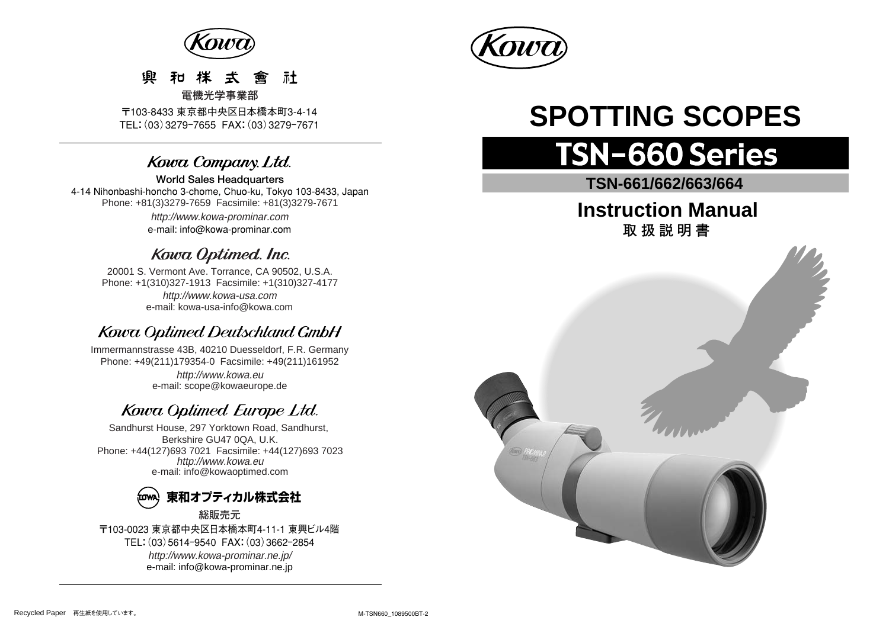Kowa

興 和 株 式 會 社

電機光学事業部

〒103-8433 東京都中央区日本橋本町3-4-14
TEL：(03) 3279-7655 FAX：(03) 3279-7671

## Kowa Company, Ltd.

**World Sales Headquarters**
4-14 Nihonbashi-honcho 3-chome, Chuo-ku, Tokyo 103-8433, Japan
Phone: +81(3)3279-7659 Facsimile: +81(3)3279-7671
*http://www.kowa-prominar.com*
e-mail: info@kowa-prominar.com

## Kowa Optimed. Inc.

20001 S. Vermont Ave. Torrance, CA 90502, U.S.A.
Phone: +1(310)327-1913 Facsimile: +1(310)327-4177
*http://www.kowa-usa.com*
e-mail: kowa-usa-info@kowa.com

## Kowa Optimed Deutschland GmbH

Immermannstrasse 43B, 40210 Duesseldorf, F.R. Germany
Phone: +49(211)179354-0 Facsimile: +49(211)161952
*http://www.kowa.eu*
e-mail: scope@kowaeurope.de

## Kowa Optimed Europe Ltd.

Sandhurst House, 297 Yorktown Road, Sandhurst,
Berkshire GU47 0QA, U.K.
Phone: +44(127)693 7021 Facsimile: +44(127)693 7023
*http://www.kowa.eu*
e-mail: info@kowaoptimed.com

## 東和オプティカル株式会社

総販売元
〒103-0023 東京都中央区日本橋本町4-11-1 東興ビル4階
TEL：(03) 5614-9540 FAX：(03) 3662-2854
*http://www.kowa-prominar.ne.jp/*
e-mail: info@kowa-prominar.ne.jp

Recycled Paper 再生紙を使用しています。

M-TSN660_1089500BT-2

Kowa

# SPOTTING SCOPES

# TSN-660 Series

**TSN-661/662/663/664**

## Instruction Manual
## 取 扱 説 明 書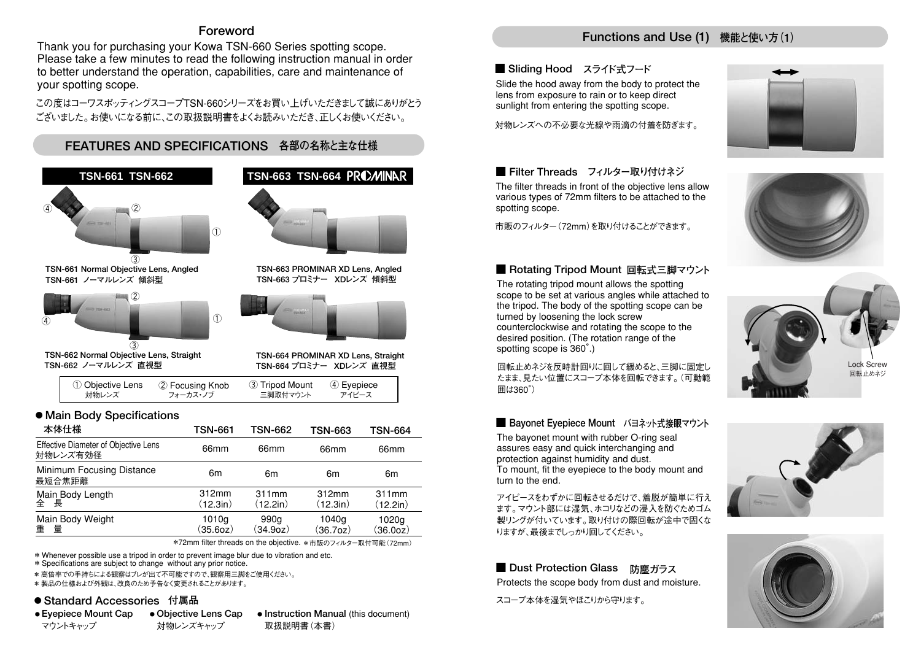## Foreword

Thank you for purchasing your Kowa TSN-660 Series spotting scope. Please take a few minutes to read the following instruction manual in order to better understand the operation, capabilities, care and maintenance of your spotting scope.

この度はコーワスポッティングスコープTSN-660シリーズをお買い上げいただきまして誠にありがとうございました。お使いになる前に、この取扱説明書をよくお読みいただき、正しくお使いください。

## FEATURES AND SPECIFICATIONS　各部の名称と主な仕様

**TSN-661　TSN-662**

**TSN-663　TSN-664　PROMINAR**

**TSN-661 Normal Objective Lens, Angled**
TSN-661 ノーマルレンズ 傾斜型

**TSN-663 PROMINAR XD Lens, Angled**
TSN-663 プロミナー XDレンズ 傾斜型

**TSN-662 Normal Objective Lens, Straight**
TSN-662 ノーマルレンズ 直視型

**TSN-664 PROMINAR XD Lens, Straight**
TSN-664 プロミナー XDレンズ 直視型

| ① Objective Lens 対物レンズ | ② Focusing Knob フォーカス・ノブ | ③ Tripod Mount 三脚取付マウント | ④ Eyepiece アイピース |
|---|---|---|---|

### ● Main Body Specifications 本体仕様

| | TSN-661 | TSN-662 | TSN-663 | TSN-664 |
|---|---|---|---|---|
| Effective Diameter of Objective Lens 対物レンズ有効径 | 66mm | 66mm | 66mm | 66mm |
| Minimum Focusing Distance 最短合焦距離 | 6m | 6m | 6m | 6m |
| Main Body Length 全 長 | 312mm (12.3in) | 311mm (12.2in) | 312mm (12.3in) | 311mm (12.2in) |
| Main Body Weight 重 量 | 1010g (35.6oz) | 990g (34.9oz) | 1040g (36.7oz) | 1020g (36.0oz) |

*72mm filter threads on the objective. ＊市販のフィルター取付可能（72mm）

* Whenever possible use a tripod in order to prevent image blur due to vibration and etc.
* Specifications are subject to change without any prior notice.
* 高倍率での手持ちによる観察はブレが出て不可能ですので、観察用三脚をご使用ください。
* 製品の仕様および外観は、改良のため予告なく変更されることがあります。

### ● Standard Accessories 付属品

- Eyepiece Mount Cap マウントキャップ
- Objective Lens Cap 対物レンズキャップ
- **Instruction Manual** (this document) 取扱説明書（本書）

## Functions and Use (1)　機能と使い方（1）

### ■ Sliding Hood　スライド式フード

Slide the hood away from the body to protect the lens from exposure to rain or to keep direct sunlight from entering the spotting scope.

対物レンズへの不必要な光線や雨滴の付着を防ぎます。

### ■ Filter Threads　フィルター取り付けネジ

The filter threads in front of the objective lens allow various types of 72mm filters to be attached to the spotting scope.

市販のフィルター（72mm）を取り付けることができます。

### ■ Rotating Tripod Mount　回転式三脚マウント

The rotating tripod mount allows the spotting scope to be set at various angles while attached to the tripod. The body of the spotting scope can be turned by loosening the lock screw counterclockwise and rotating the scope to the desired position. (The rotation range of the spotting scope is 360˚.)

回転止めネジを反時計回りに回して緩めると、三脚に固定したまま、見たい位置にスコープ本体を回転できます。（可動範囲は360˚）

Lock Screw
回転止めネジ

### ■ Bayonet Eyepiece Mount　バヨネット式接眼マウント

The bayonet mount with rubber O-ring seal assures easy and quick interchanging and protection against humidity and dust.
To mount, fit the eyepiece to the body mount and turn to the end.

アイピースをわずかに回転させるだけで、着脱が簡単に行えます。マウント部には湿気、ホコリなどの浸入を防ぐためゴム製リングが付いています。取り付けの際回転が途中で固くなりますが、最後までしっかり回してください。

### ■ Dust Protection Glass　防塵ガラス

Protects the scope body from dust and moisture.

スコープ本体を湿気やほこりから守ります。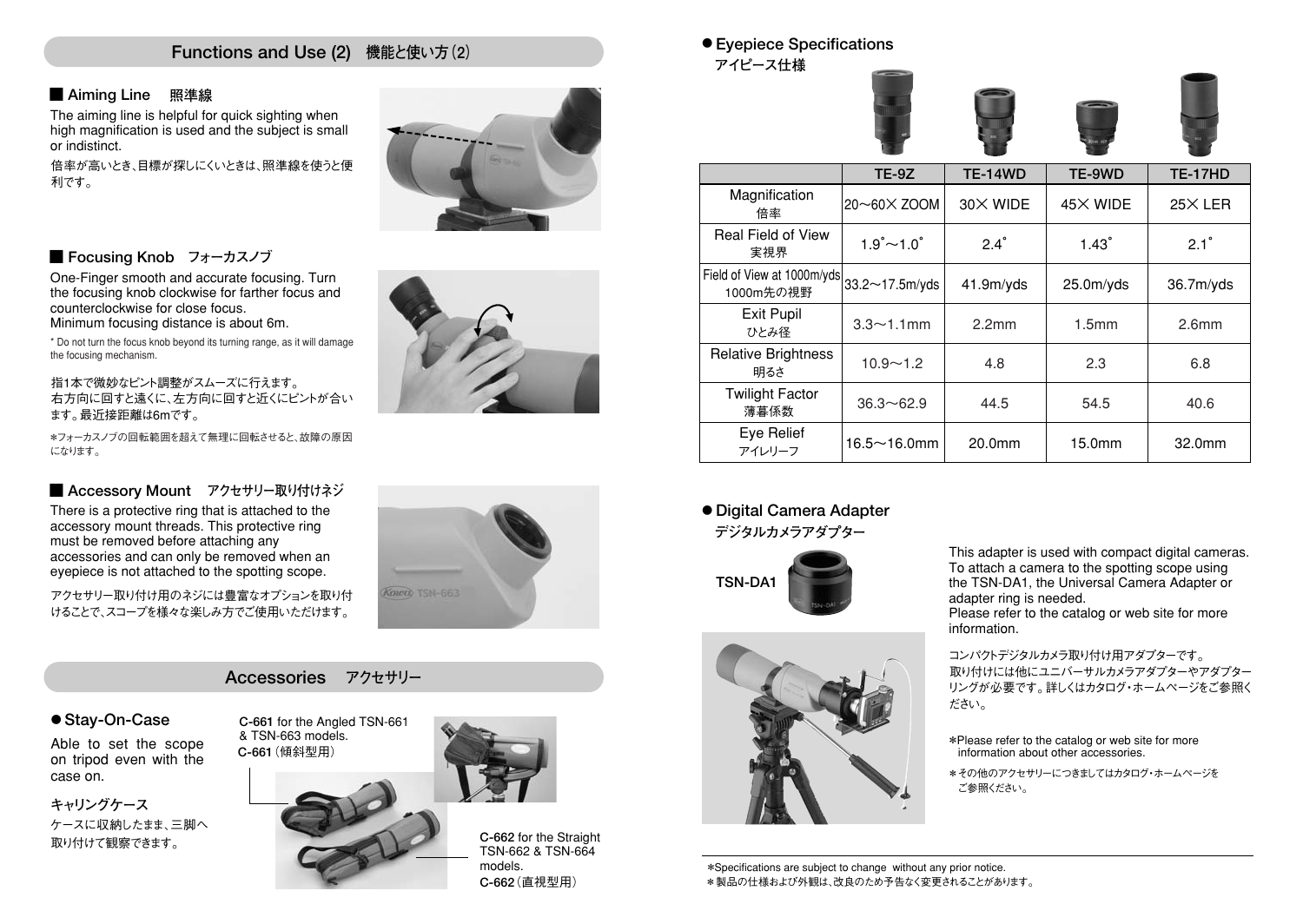## Functions and Use (2)　機能と使い方（2）

### ■ Aiming Line　照準線

The aiming line is helpful for quick sighting when high magnification is used and the subject is small or indistinct.

倍率が高いとき、目標が探しにくいときは、照準線を使うと便利です。

### ■ Focusing Knob　フォーカスノブ

One-Finger smooth and accurate focusing. Turn the focusing knob clockwise for farther focus and counterclockwise for close focus.
Minimum focusing distance is about 6m.

* Do not turn the focus knob beyond its turning range, as it will damage the focusing mechanism.

指1本で微妙なピント調整がスムーズに行えます。
右方向に回すと遠くに、左方向に回すと近くにピントが合います。最近接距離は6mです。

＊フォーカスノブの回転範囲を超えて無理に回転させると、故障の原因になります。

### ■ Accessory Mount　アクセサリー取り付けネジ

There is a protective ring that is attached to the accessory mount threads. This protective ring must be removed before attaching any accessories and can only be removed when an eyepiece is not attached to the spotting scope.

アクセサリー取り付け用のネジには豊富なオプションを取り付けることで、スコープを様々な楽しみ方でご使用いただけます。

## Accessories　アクセサリー

### ● Stay-On-Case

Able to set the scope on tripod even with the case on.

キャリングケース

ケースに収納したまま、三脚へ取り付けて観察できます。

**C-661** for the Angled TSN-661 & TSN-663 models.
**C-661**（傾斜型用）

**C-662** for the Straight TSN-662 & TSN-664 models.
**C-662**（直視型用）

### ● Eyepiece Specifications

アイピース仕様

| | TE-9Z | TE-14WD | TE-9WD | TE-17HD |
|---|---|---|---|---|
| Magnification 倍率 | 20〜60× ZOOM | 30× WIDE | 45× WIDE | 25× LER |
| Real Field of View 実視界 | 1.9°〜1.0° | 2.4° | 1.43° | 2.1° |
| Field of View at 1000m/yds 1000m先の視野 | 33.2〜17.5m/yds | 41.9m/yds | 25.0m/yds | 36.7m/yds |
| Exit Pupil ひとみ径 | 3.3〜1.1mm | 2.2mm | 1.5mm | 2.6mm |
| Relative Brightness 明るさ | 10.9〜1.2 | 4.8 | 2.3 | 6.8 |
| Twilight Factor 薄暮係数 | 36.3〜62.9 | 44.5 | 54.5 | 40.6 |
| Eye Relief アイレリーフ | 16.5〜16.0mm | 20.0mm | 15.0mm | 32.0mm |

### ● Digital Camera Adapter

デジタルカメラアダプター

**TSN-DA1**

This adapter is used with compact digital cameras. To attach a camera to the spotting scope using the TSN-DA1, the Universal Camera Adapter or adapter ring is needed.
Please refer to the catalog or web site for more information.

コンパクトデジタルカメラ取り付け用アダプターです。
取り付けには他にユニバーサルカメラアダプターやアダプターリングが必要です。詳しくはカタログ・ホームページをご参照ください。

＊Please refer to the catalog or web site for more information about other accessories.

＊その他のアクセサリーにつきましてはカタログ・ホームページをご参照ください。

＊Specifications are subject to change without any prior notice.

＊製品の仕様および外観は、改良のため予告なく変更されることがあります。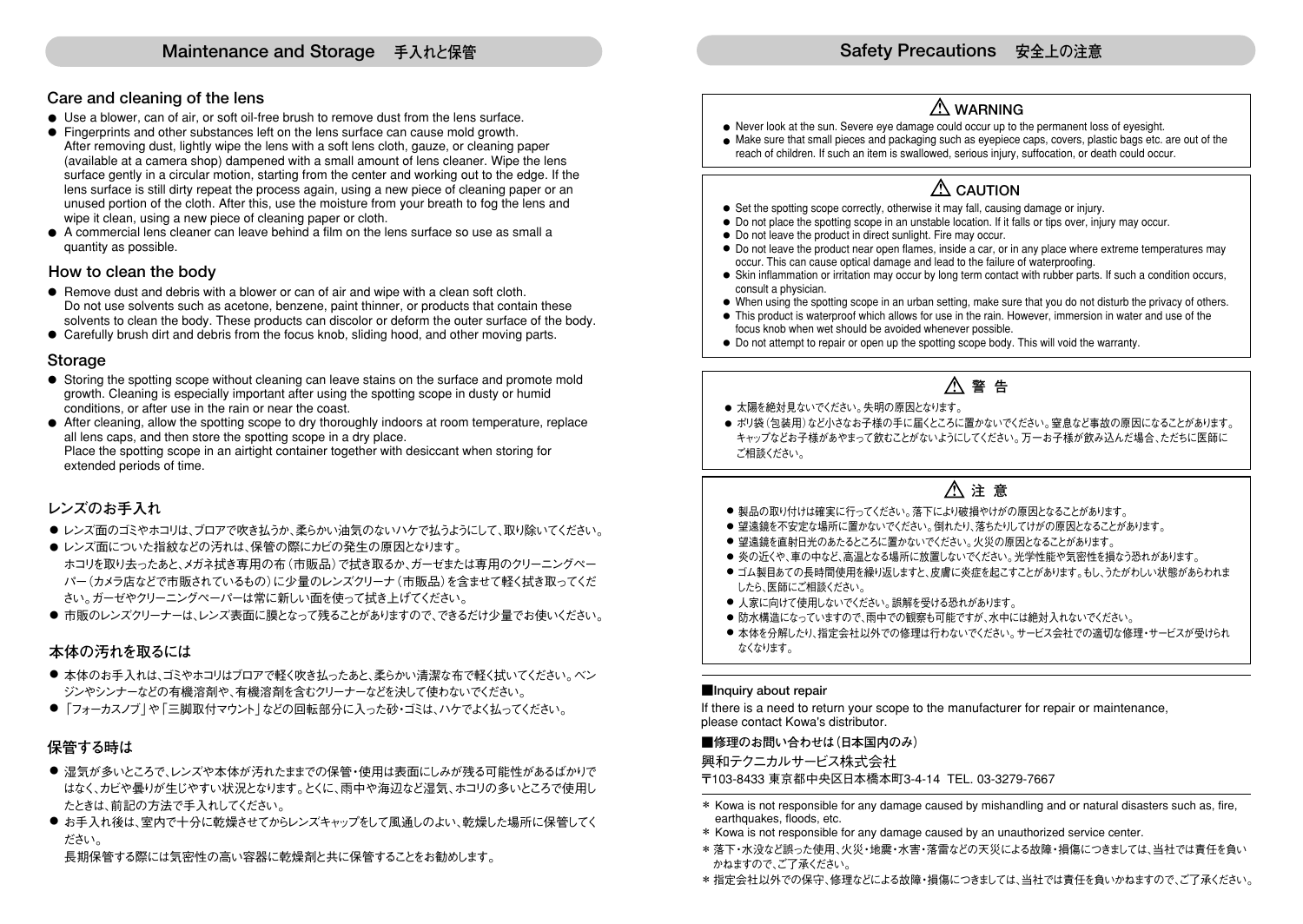## Maintenance and Storage　手入れと保管

### Care and cleaning of the lens

- Use a blower, can of air, or soft oil-free brush to remove dust from the lens surface.
- Fingerprints and other substances left on the lens surface can cause mold growth.
  After removing dust, lightly wipe the lens with a soft lens cloth, gauze, or cleaning paper (available at a camera shop) dampened with a small amount of lens cleaner. Wipe the lens surface gently in a circular motion, starting from the center and working out to the edge. If the lens surface is still dirty repeat the process again, using a new piece of cleaning paper or an unused portion of the cloth. After this, use the moisture from your breath to fog the lens and wipe it clean, using a new piece of cleaning paper or cloth.
- A commercial lens cleaner can leave behind a film on the lens surface so use as small a quantity as possible.

### How to clean the body

- Remove dust and debris with a blower or can of air and wipe with a clean soft cloth.
  Do not use solvents such as acetone, benzene, paint thinner, or products that contain these solvents to clean the body. These products can discolor or deform the outer surface of the body.
- Carefully brush dirt and debris from the focus knob, sliding hood, and other moving parts.

### Storage

- Storing the spotting scope without cleaning can leave stains on the surface and promote mold growth. Cleaning is especially important after using the spotting scope in dusty or humid conditions, or after use in the rain or near the coast.
- After cleaning, allow the spotting scope to dry thoroughly indoors at room temperature, replace all lens caps, and then store the spotting scope in a dry place.
  Place the spotting scope in an airtight container together with desiccant when storing for extended periods of time.

### レンズのお手入れ

- レンズ面のゴミやホコリは、ブロアで吹き払うか、柔らかい油気のないハケで払うようにして、取り除いてください。
- レンズ面についた指紋などの汚れは、保管の際にカビの発生の原因となります。
  ホコリを取り去ったあと、メガネ拭き専用の布（市販品）で拭き取るか、ガーゼまたは専用のクリーニングペーパー（カメラ店などで市販されているもの）に少量のレンズクリーナ（市販品）を含ませて軽く拭き取ってください。ガーゼやクリーニングペーパーは常に新しい面を使って拭き上げてください。
- 市販のレンズクリーナーは、レンズ表面に膜となって残ることがありますので、できるだけ少量でお使いください。

### 本体の汚れを取るには

- 本体のお手入れは、ゴミやホコリはブロアで軽く吹き払ったあと、柔らかい清潔な布で軽く拭いてください。ベンジンやシンナーなどの有機溶剤や、有機溶剤を含むクリーナーなどを決して使わないでください。
- 「フォーカスノブ」や「三脚取付マウント」などの回転部分に入った砂・ゴミは、ハケでよく払ってください。

### 保管する時は

- 湿気が多いところで、レンズや本体が汚れたままでの保管・使用は表面にしみが残る可能性があるばかりではなく、カビや曇りが生じやすい状況となります。とくに、雨中や海辺など湿気、ホコリの多いところで使用したときは、前記の方法で手入れしてください。
- お手入れ後は、室内で十分に乾燥させてからレンズキャップをして風通しのよい、乾燥した場所に保管してください。
  長期保管する際には気密性の高い容器に乾燥剤と共に保管することをお勧めします。

## Safety Precautions　安全上の注意

### ⚠ WARNING

- Never look at the sun. Severe eye damage could occur up to the permanent loss of eyesight.
- Make sure that small pieces and packaging such as eyepiece caps, covers, plastic bags etc. are out of the reach of children. If such an item is swallowed, serious injury, suffocation, or death could occur.

### ⚠ CAUTION

- Set the spotting scope correctly, otherwise it may fall, causing damage or injury.
- Do not place the spotting scope in an unstable location. If it falls or tips over, injury may occur.
- Do not leave the product in direct sunlight. Fire may occur.
- Do not leave the product near open flames, inside a car, or in any place where extreme temperatures may occur. This can cause optical damage and lead to the failure of waterproofing.
- Skin inflammation or irritation may occur by long term contact with rubber parts. If such a condition occurs, consult a physician.
- When using the spotting scope in an urban setting, make sure that you do not disturb the privacy of others.
- This product is waterproof which allows for use in the rain. However, immersion in water and use of the focus knob when wet should be avoided whenever possible.
- Do not attempt to repair or open up the spotting scope body. This will void the warranty.

### ⚠ 警 告

- 太陽を絶対見ないでください。失明の原因となります。
- ポリ袋（包装用）など小さなお子様の手に届くところに置かないでください。窒息など事故の原因になることがあります。キャップなどお子様があやまって飲むことがないようにしてください。万一お子様が飲み込んだ場合、ただちに医師にご相談ください。

### ⚠ 注 意

- 製品の取り付けは確実に行ってください。落下により破損やけがの原因となることがあります。
- 望遠鏡を不安定な場所に置かないでください。倒れたり、落ちたりしてけがの原因となることがあります。
- 望遠鏡を直射日光のあたるところに置かないでください。火災の原因となることがあります。
- 炎の近くや、車の中など、高温となる場所に放置しないでください。光学性能や気密性を損なう恐れがあります。
- ゴム製目あての長時間使用を繰り返しますと、皮膚に炎症を起こすことがあります。もし、うたがわしい状態があらわれましたら、医師にご相談ください。
- 人家に向けて使用しないでください。誤解を受ける恐れがあります。
- 防水構造になっていますので、雨中での観察も可能ですが、水中には絶対入れないでください。
- 本体を分解したり、指定会社以外での修理は行わないでください。サービス会社での適切な修理・サービスが受けられなくなります。

**■Inquiry about repair**

If there is a need to return your scope to the manufacturer for repair or maintenance, please contact Kowa's distributor.

**■修理のお問い合わせは（日本国内のみ）**

興和テクニカルサービス株式会社

〒103-8433 東京都中央区日本橋本町3-4-14　TEL. 03-3279-7667

＊ Kowa is not responsible for any damage caused by mishandling and or natural disasters such as, fire, earthquakes, floods, etc.

＊ Kowa is not responsible for any damage caused by an unauthorized service center.

＊ 落下・水没など誤った使用、火災・地震・水害・落雷などの天災による故障・損傷につきましては、当社では責任を負いかねますので、ご了承ください。

＊ 指定会社以外での保守、修理などによる故障・損傷につきましては、当社では責任を負いかねますので、ご了承ください。